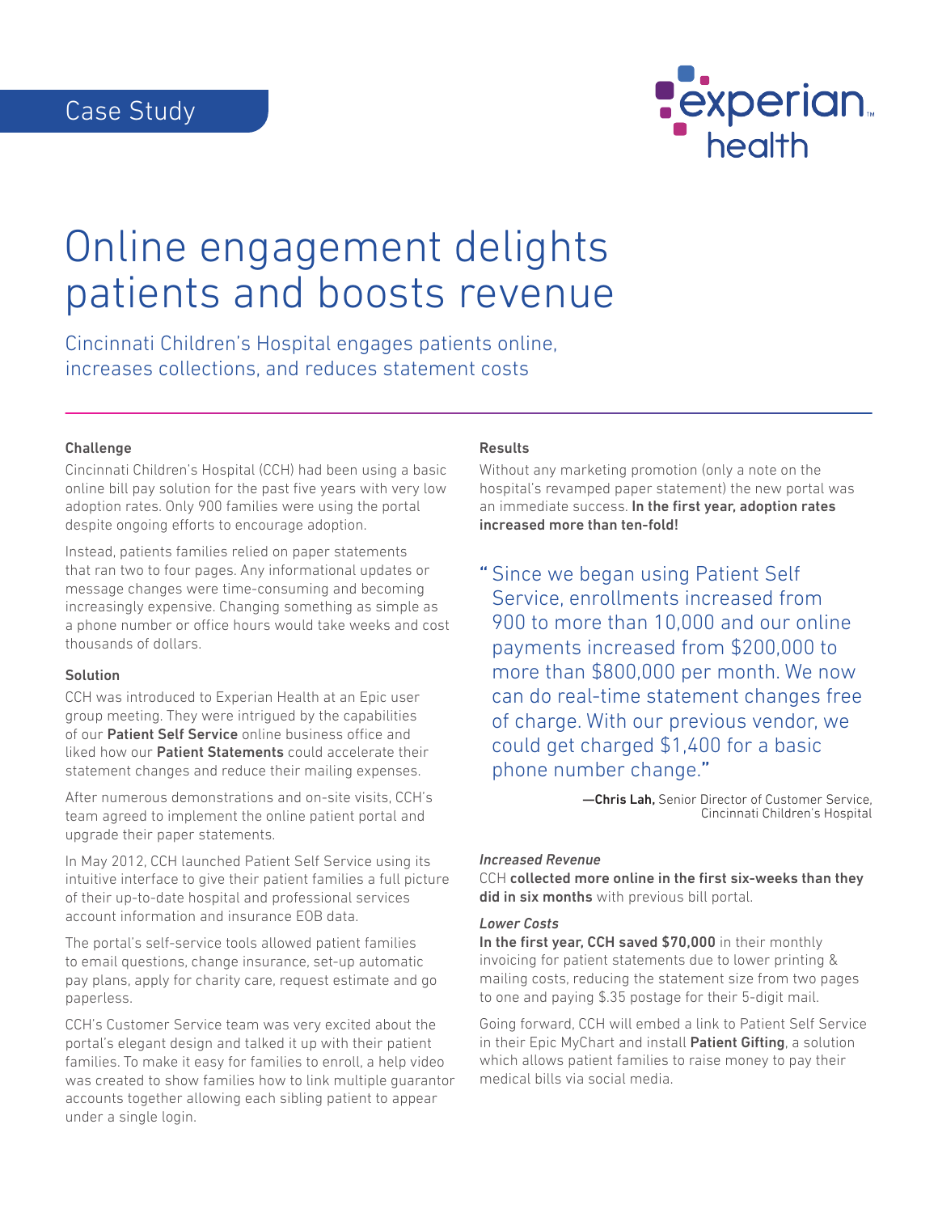Case Study

# Online engagement delights patients and boosts revenue

Cincinnati Children's Hospital engages patients online, increases collections, and reduces statement costs

### Challenge

Cincinnati Children's Hospital (CCH) had been using a basic online bill pay solution for the past five years with very low adoption rates. Only 900 families were using the portal despite ongoing efforts to encourage adoption.

Instead, patients families relied on paper statements that ran two to four pages. Any informational updates or message changes were time-consuming and becoming increasingly expensive. Changing something as simple as a phone number or office hours would take weeks and cost thousands of dollars.

### Solution

CCH was introduced to Experian Health at an Epic user group meeting. They were intrigued by the capabilities of our **Patient Self Service** online business office and liked how our **Patient Statements** could accelerate their statement changes and reduce their mailing expenses.

After numerous demonstrations and on-site visits, CCH's team agreed to implement the online patient portal and upgrade their paper statements.

In May 2012, CCH launched Patient Self Service using its intuitive interface to give their patient families a full picture of their up-to-date hospital and professional services account information and insurance EOB data.

The portal's self-service tools allowed patient families to email questions, change insurance, set-up automatic pay plans, apply for charity care, request estimate and go paperless.

CCH's Customer Service team was very excited about the portal's elegant design and talked it up with their patient families. To make it easy for families to enroll, a help video was created to show families how to link multiple guarantor accounts together allowing each sibling patient to appear under a single login.

### Results

Without any marketing promotion (only a note on the hospital's revamped paper statement) the new portal was an immediate success. **In the first year, adoption rates increased more than ten-fold!**

> "Since we began using Patient Self Service, enrollments increased from 900 to more than 10,000 and our online payments increased from $200,000 to more than $800,000 per month. We now can do real-time statement changes free of charge. With our previous vendor, we could get charged $1,400 for a basic phone number change."
>
> —**Chris Lah,** Senior Director of Customer Service, Cincinnati Children's Hospital

*Increased Revenue*

CCH **collected more online in the first six-weeks than they did in six months** with previous bill portal.

*Lower Costs*

**In the first year, CCH saved $70,000** in their monthly invoicing for patient statements due to lower printing & mailing costs, reducing the statement size from two pages to one and paying $.35 postage for their 5-digit mail.

Going forward, CCH will embed a link to Patient Self Service in their Epic MyChart and install **Patient Gifting**, a solution which allows patient families to raise money to pay their medical bills via social media.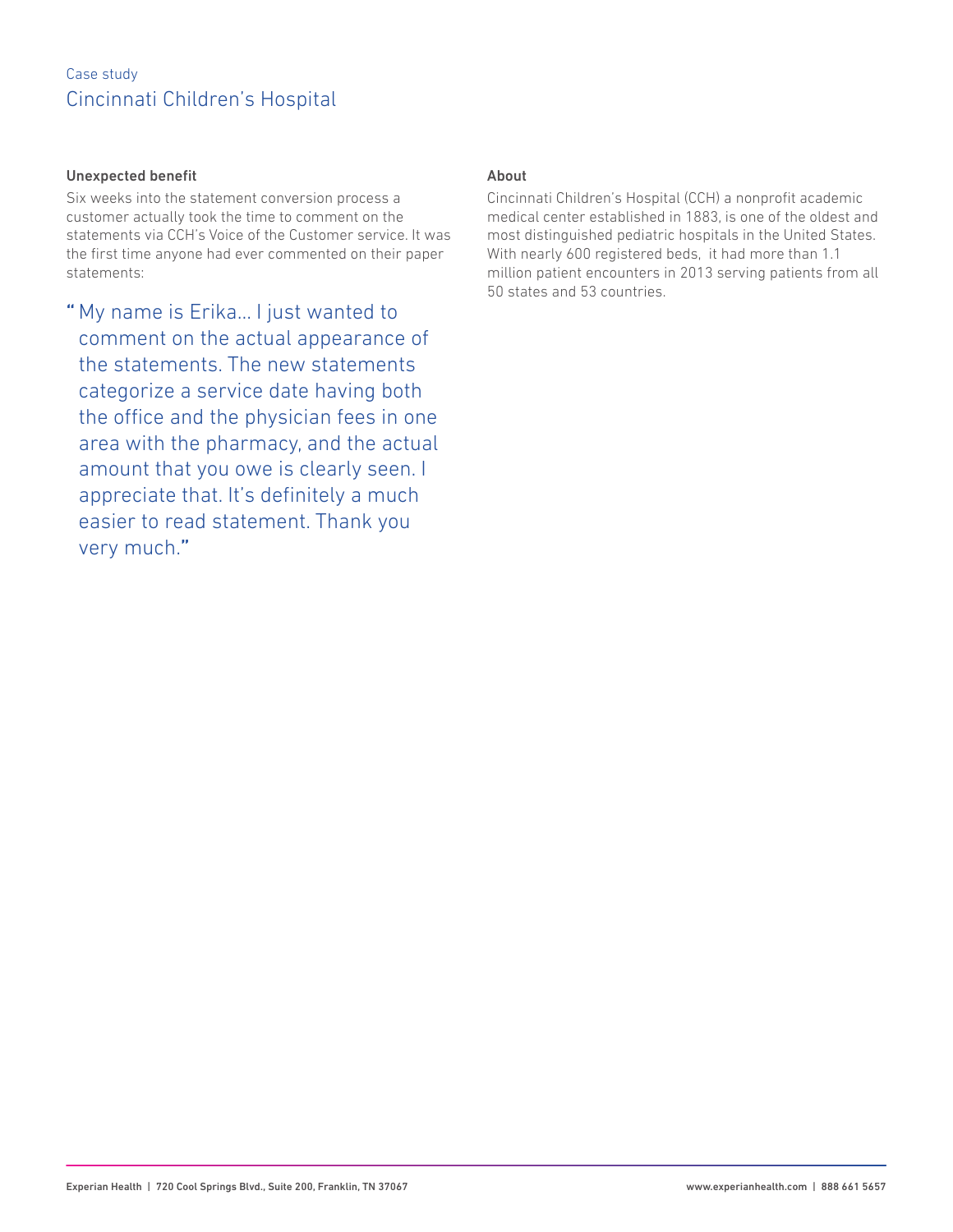Case study

## Cincinnati Children's Hospital

### Unexpected benefit

Six weeks into the statement conversion process a customer actually took the time to comment on the statements via CCH's Voice of the Customer service. It was the first time anyone had ever commented on their paper statements:

> "My name is Erika… I just wanted to comment on the actual appearance of the statements. The new statements categorize a service date having both the office and the physician fees in one area with the pharmacy, and the actual amount that you owe is clearly seen. I appreciate that. It's definitely a much easier to read statement. Thank you very much."

### About

Cincinnati Children's Hospital (CCH) a nonprofit academic medical center established in 1883, is one of the oldest and most distinguished pediatric hospitals in the United States. With nearly 600 registered beds, it had more than 1.1 million patient encounters in 2013 serving patients from all 50 states and 53 countries.

Experian Health | 720 Cool Springs Blvd., Suite 200, Franklin, TN 37067

www.experianhealth.com | 888 661 5657